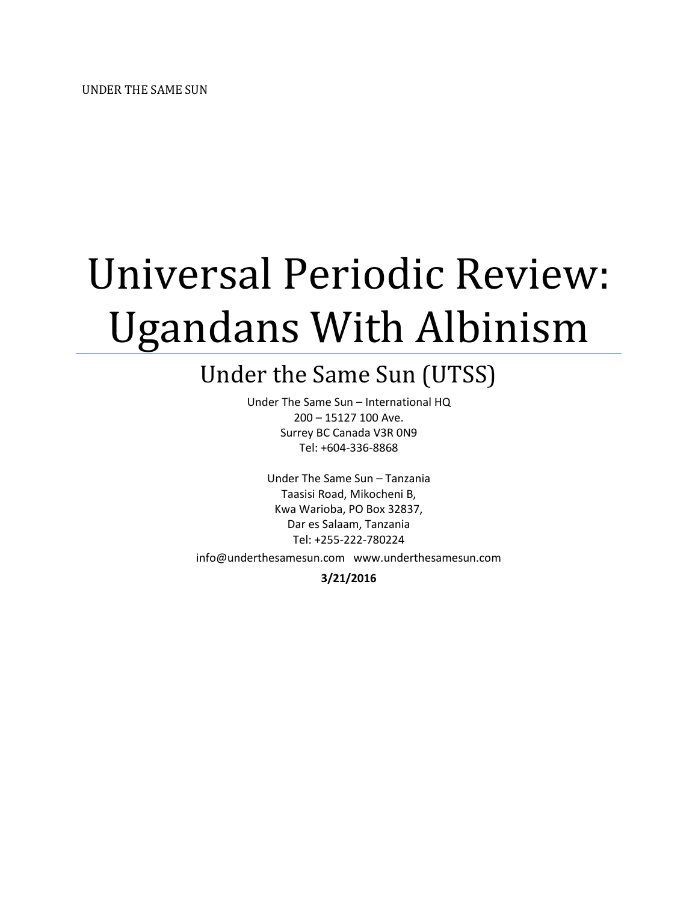# Universal Periodic Review: Ugandans With Albinism

## Under the Same Sun (UTSS)

Under The Same Sun – International HQ
200 – 15127 100 Ave.
Surrey BC Canada V3R 0N9
Tel: +604-336-8868

Under The Same Sun – Tanzania
Taasisi Road, Mikocheni B,
Kwa Warioba, PO Box 32837,
Dar es Salaam, Tanzania
Tel: +255-222-780224

info@underthesamesun.com www.underthesamesun.com

**3/21/2016**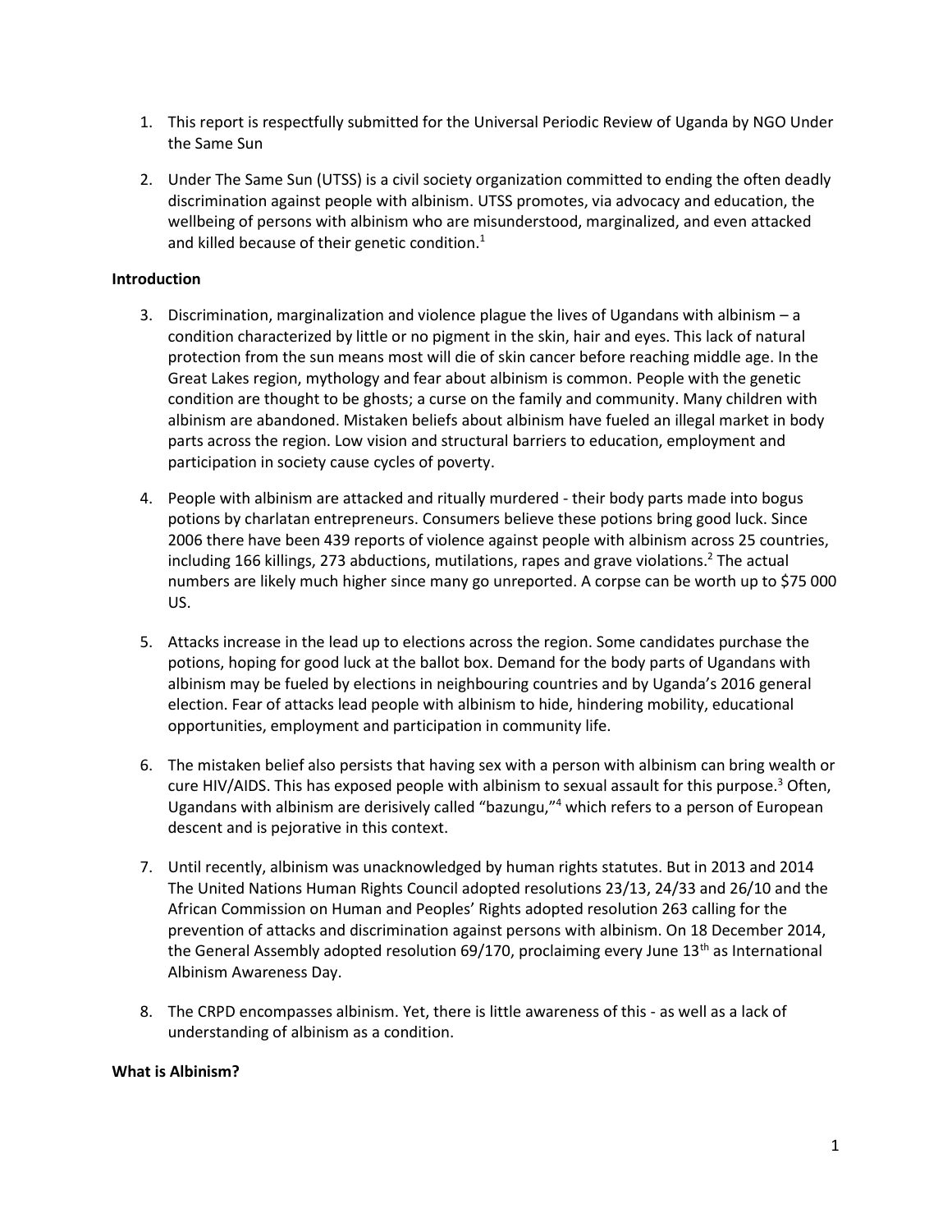1. This report is respectfully submitted for the Universal Periodic Review of Uganda by NGO Under the Same Sun

2. Under The Same Sun (UTSS) is a civil society organization committed to ending the often deadly discrimination against people with albinism. UTSS promotes, via advocacy and education, the wellbeing of persons with albinism who are misunderstood, marginalized, and even attacked and killed because of their genetic condition.[1]

**Introduction**

3. Discrimination, marginalization and violence plague the lives of Ugandans with albinism – a condition characterized by little or no pigment in the skin, hair and eyes. This lack of natural protection from the sun means most will die of skin cancer before reaching middle age. In the Great Lakes region, mythology and fear about albinism is common. People with the genetic condition are thought to be ghosts; a curse on the family and community. Many children with albinism are abandoned. Mistaken beliefs about albinism have fueled an illegal market in body parts across the region. Low vision and structural barriers to education, employment and participation in society cause cycles of poverty.

4. People with albinism are attacked and ritually murdered - their body parts made into bogus potions by charlatan entrepreneurs. Consumers believe these potions bring good luck. Since 2006 there have been 439 reports of violence against people with albinism across 25 countries, including 166 killings, 273 abductions, mutilations, rapes and grave violations.[2] The actual numbers are likely much higher since many go unreported. A corpse can be worth up to $75 000 US.

5. Attacks increase in the lead up to elections across the region. Some candidates purchase the potions, hoping for good luck at the ballot box. Demand for the body parts of Ugandans with albinism may be fueled by elections in neighbouring countries and by Uganda's 2016 general election. Fear of attacks lead people with albinism to hide, hindering mobility, educational opportunities, employment and participation in community life.

6. The mistaken belief also persists that having sex with a person with albinism can bring wealth or cure HIV/AIDS. This has exposed people with albinism to sexual assault for this purpose.[3] Often, Ugandans with albinism are derisively called "bazungu,"[4] which refers to a person of European descent and is pejorative in this context.

7. Until recently, albinism was unacknowledged by human rights statutes. But in 2013 and 2014 The United Nations Human Rights Council adopted resolutions 23/13, 24/33 and 26/10 and the African Commission on Human and Peoples' Rights adopted resolution 263 calling for the prevention of attacks and discrimination against persons with albinism. On 18 December 2014, the General Assembly adopted resolution 69/170, proclaiming every June 13th as International Albinism Awareness Day.

8. The CRPD encompasses albinism. Yet, there is little awareness of this - as well as a lack of understanding of albinism as a condition.

**What is Albinism?**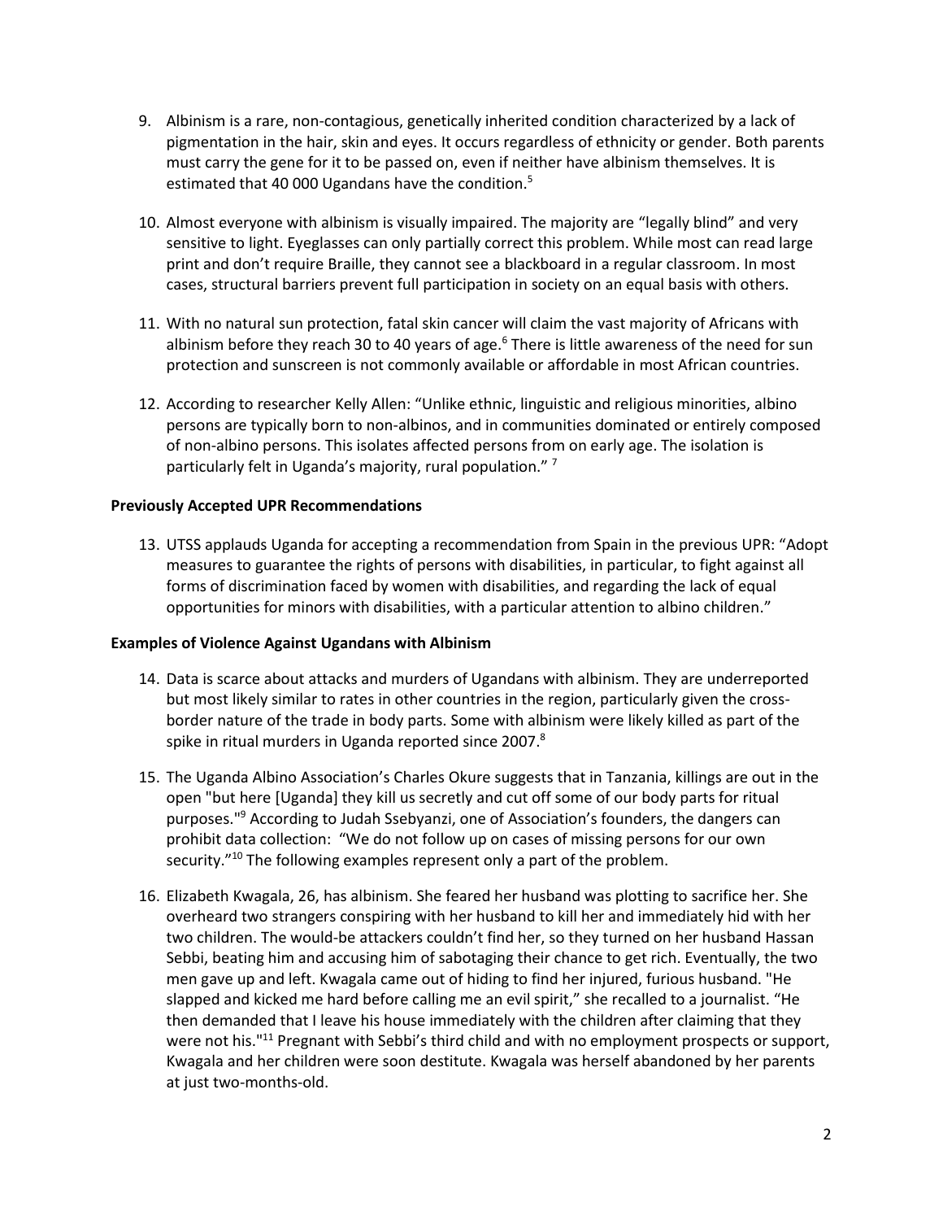9. Albinism is a rare, non-contagious, genetically inherited condition characterized by a lack of pigmentation in the hair, skin and eyes. It occurs regardless of ethnicity or gender. Both parents must carry the gene for it to be passed on, even if neither have albinism themselves. It is estimated that 40 000 Ugandans have the condition.[5]

10. Almost everyone with albinism is visually impaired. The majority are "legally blind" and very sensitive to light. Eyeglasses can only partially correct this problem. While most can read large print and don't require Braille, they cannot see a blackboard in a regular classroom. In most cases, structural barriers prevent full participation in society on an equal basis with others.

11. With no natural sun protection, fatal skin cancer will claim the vast majority of Africans with albinism before they reach 30 to 40 years of age.[6] There is little awareness of the need for sun protection and sunscreen is not commonly available or affordable in most African countries.

12. According to researcher Kelly Allen: "Unlike ethnic, linguistic and religious minorities, albino persons are typically born to non-albinos, and in communities dominated or entirely composed of non-albino persons. This isolates affected persons from on early age. The isolation is particularly felt in Uganda's majority, rural population." [7]

**Previously Accepted UPR Recommendations**

13. UTSS applauds Uganda for accepting a recommendation from Spain in the previous UPR: "Adopt measures to guarantee the rights of persons with disabilities, in particular, to fight against all forms of discrimination faced by women with disabilities, and regarding the lack of equal opportunities for minors with disabilities, with a particular attention to albino children."

**Examples of Violence Against Ugandans with Albinism**

14. Data is scarce about attacks and murders of Ugandans with albinism. They are underreported but most likely similar to rates in other countries in the region, particularly given the cross-border nature of the trade in body parts. Some with albinism were likely killed as part of the spike in ritual murders in Uganda reported since 2007.[8]

15. The Uganda Albino Association's Charles Okure suggests that in Tanzania, killings are out in the open "but here [Uganda] they kill us secretly and cut off some of our body parts for ritual purposes."[9] According to Judah Ssebyanzi, one of Association's founders, the dangers can prohibit data collection: "We do not follow up on cases of missing persons for our own security."[10] The following examples represent only a part of the problem.

16. Elizabeth Kwagala, 26, has albinism. She feared her husband was plotting to sacrifice her. She overheard two strangers conspiring with her husband to kill her and immediately hid with her two children. The would-be attackers couldn't find her, so they turned on her husband Hassan Sebbi, beating him and accusing him of sabotaging their chance to get rich. Eventually, the two men gave up and left. Kwagala came out of hiding to find her injured, furious husband. "He slapped and kicked me hard before calling me an evil spirit," she recalled to a journalist. "He then demanded that I leave his house immediately with the children after claiming that they were not his."[11] Pregnant with Sebbi's third child and with no employment prospects or support, Kwagala and her children were soon destitute. Kwagala was herself abandoned by her parents at just two-months-old.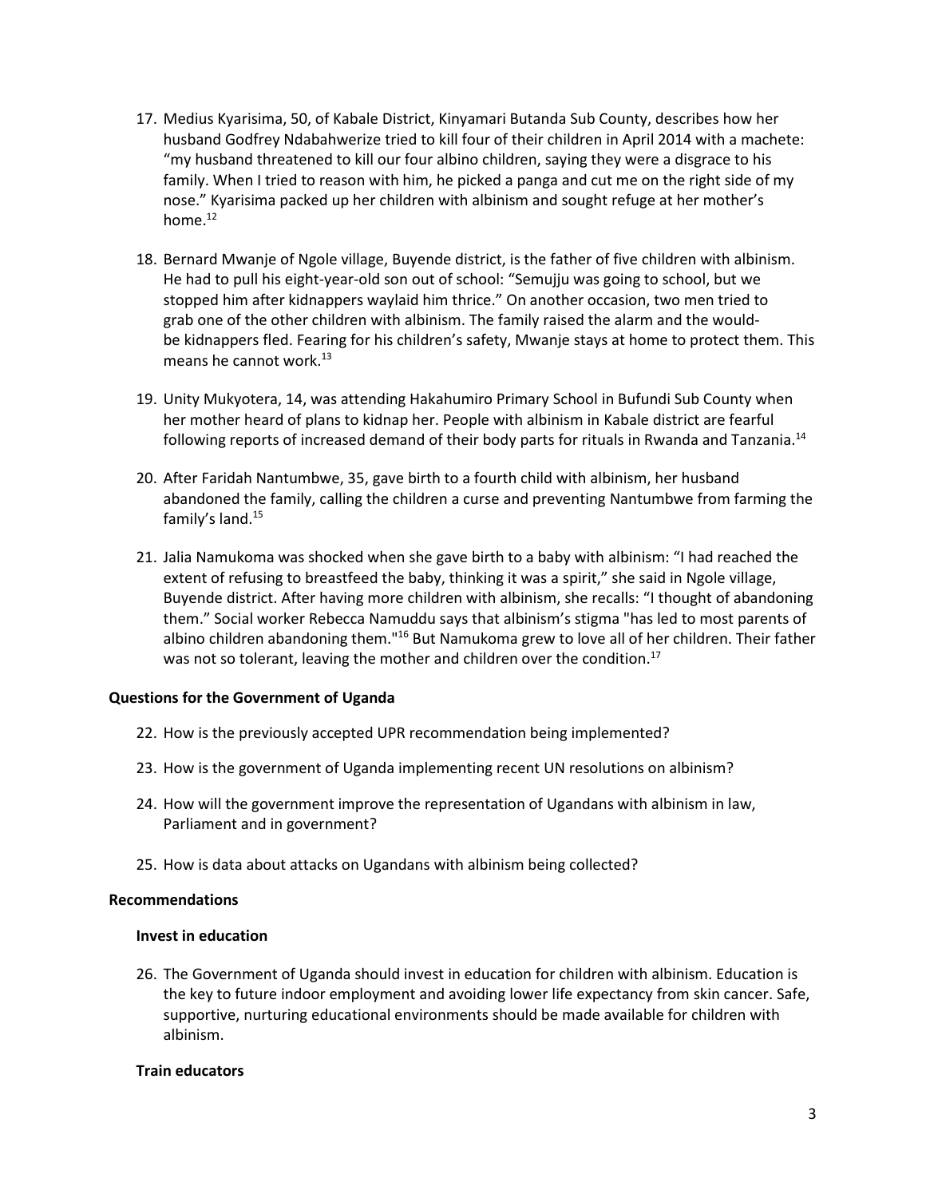17. Medius Kyarisima, 50, of Kabale District, Kinyamari Butanda Sub County, describes how her husband Godfrey Ndabahwerize tried to kill four of their children in April 2014 with a machete: "my husband threatened to kill our four albino children, saying they were a disgrace to his family. When I tried to reason with him, he picked a panga and cut me on the right side of my nose." Kyarisima packed up her children with albinism and sought refuge at her mother's home.[12]

18. Bernard Mwanje of Ngole village, Buyende district, is the father of five children with albinism. He had to pull his eight-year-old son out of school: "Semujju was going to school, but we stopped him after kidnappers waylaid him thrice." On another occasion, two men tried to grab one of the other children with albinism. The family raised the alarm and the would-be kidnappers fled. Fearing for his children's safety, Mwanje stays at home to protect them. This means he cannot work.[13]

19. Unity Mukyotera, 14, was attending Hakahumiro Primary School in Bufundi Sub County when her mother heard of plans to kidnap her. People with albinism in Kabale district are fearful following reports of increased demand of their body parts for rituals in Rwanda and Tanzania.[14]

20. After Faridah Nantumbwe, 35, gave birth to a fourth child with albinism, her husband abandoned the family, calling the children a curse and preventing Nantumbwe from farming the family's land.[15]

21. Jalia Namukoma was shocked when she gave birth to a baby with albinism: "I had reached the extent of refusing to breastfeed the baby, thinking it was a spirit," she said in Ngole village, Buyende district. After having more children with albinism, she recalls: "I thought of abandoning them." Social worker Rebecca Namuddu says that albinism's stigma "has led to most parents of albino children abandoning them."[16] But Namukoma grew to love all of her children. Their father was not so tolerant, leaving the mother and children over the condition.[17]

**Questions for the Government of Uganda**

22. How is the previously accepted UPR recommendation being implemented?

23. How is the government of Uganda implementing recent UN resolutions on albinism?

24. How will the government improve the representation of Ugandans with albinism in law, Parliament and in government?

25. How is data about attacks on Ugandans with albinism being collected?

**Recommendations**

**Invest in education**

26. The Government of Uganda should invest in education for children with albinism. Education is the key to future indoor employment and avoiding lower life expectancy from skin cancer. Safe, supportive, nurturing educational environments should be made available for children with albinism.

**Train educators**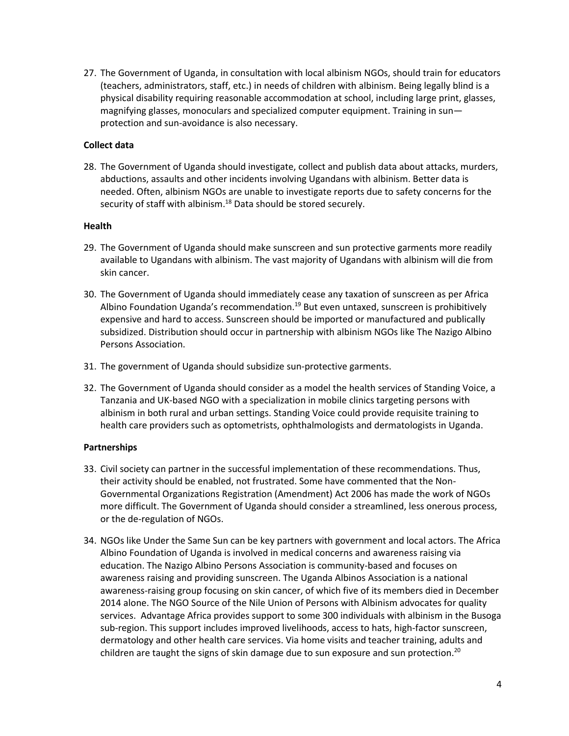27. The Government of Uganda, in consultation with local albinism NGOs, should train for educators (teachers, administrators, staff, etc.) in needs of children with albinism. Being legally blind is a physical disability requiring reasonable accommodation at school, including large print, glasses, magnifying glasses, monoculars and specialized computer equipment. Training in sun—protection and sun-avoidance is also necessary.

**Collect data**

28. The Government of Uganda should investigate, collect and publish data about attacks, murders, abductions, assaults and other incidents involving Ugandans with albinism. Better data is needed. Often, albinism NGOs are unable to investigate reports due to safety concerns for the security of staff with albinism.[18] Data should be stored securely.

**Health**

29. The Government of Uganda should make sunscreen and sun protective garments more readily available to Ugandans with albinism. The vast majority of Ugandans with albinism will die from skin cancer.

30. The Government of Uganda should immediately cease any taxation of sunscreen as per Africa Albino Foundation Uganda's recommendation.[19] But even untaxed, sunscreen is prohibitively expensive and hard to access. Sunscreen should be imported or manufactured and publically subsidized. Distribution should occur in partnership with albinism NGOs like The Nazigo Albino Persons Association.

31. The government of Uganda should subsidize sun-protective garments.

32. The Government of Uganda should consider as a model the health services of Standing Voice, a Tanzania and UK-based NGO with a specialization in mobile clinics targeting persons with albinism in both rural and urban settings. Standing Voice could provide requisite training to health care providers such as optometrists, ophthalmologists and dermatologists in Uganda.

**Partnerships**

33. Civil society can partner in the successful implementation of these recommendations. Thus, their activity should be enabled, not frustrated. Some have commented that the Non-Governmental Organizations Registration (Amendment) Act 2006 has made the work of NGOs more difficult. The Government of Uganda should consider a streamlined, less onerous process, or the de-regulation of NGOs.

34. NGOs like Under the Same Sun can be key partners with government and local actors. The Africa Albino Foundation of Uganda is involved in medical concerns and awareness raising via education. The Nazigo Albino Persons Association is community-based and focuses on awareness raising and providing sunscreen. The Uganda Albinos Association is a national awareness-raising group focusing on skin cancer, of which five of its members died in December 2014 alone. The NGO Source of the Nile Union of Persons with Albinism advocates for quality services. Advantage Africa provides support to some 300 individuals with albinism in the Busoga sub-region. This support includes improved livelihoods, access to hats, high-factor sunscreen, dermatology and other health care services. Via home visits and teacher training, adults and children are taught the signs of skin damage due to sun exposure and sun protection.[20]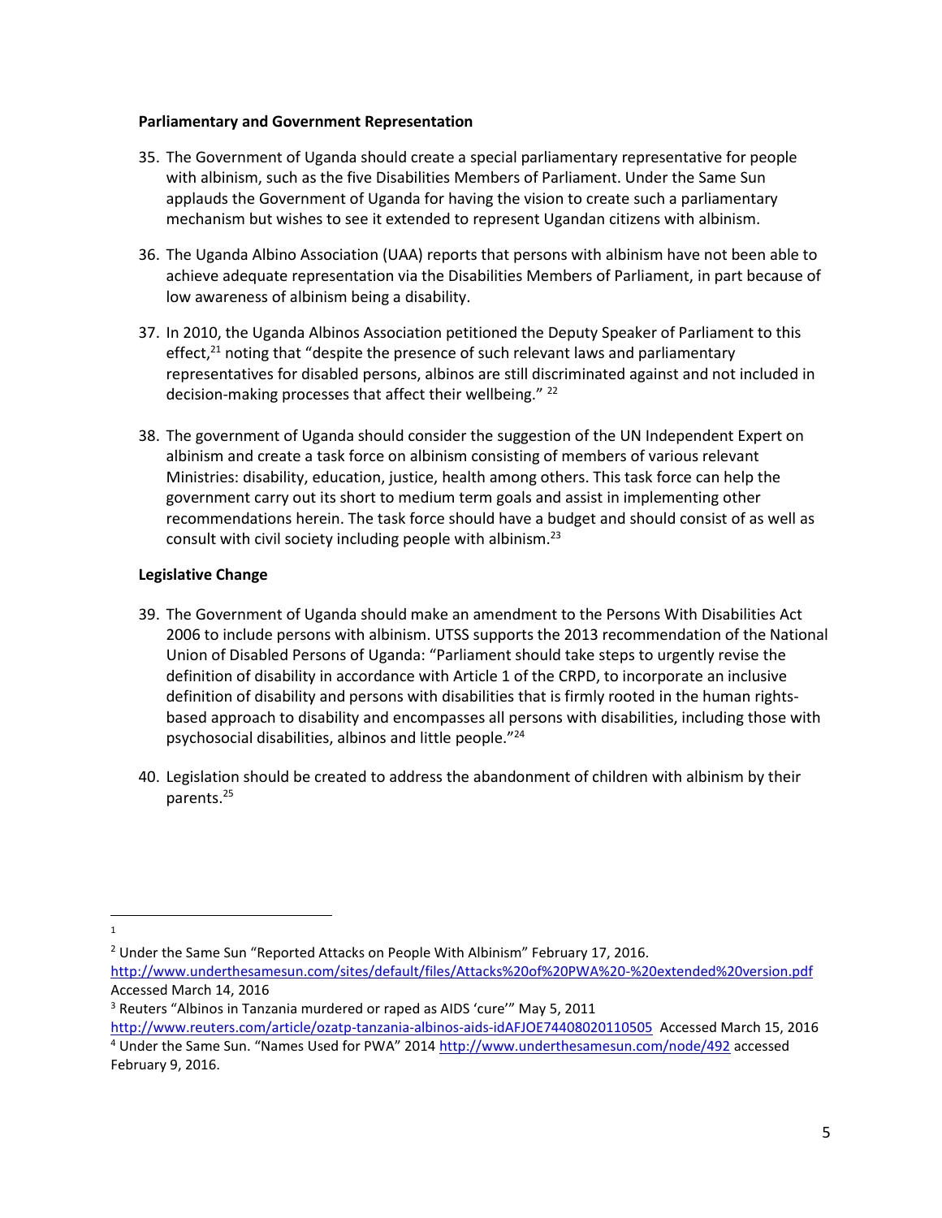**Parliamentary and Government Representation**

35. The Government of Uganda should create a special parliamentary representative for people with albinism, such as the five Disabilities Members of Parliament. Under the Same Sun applauds the Government of Uganda for having the vision to create such a parliamentary mechanism but wishes to see it extended to represent Ugandan citizens with albinism.

36. The Uganda Albino Association (UAA) reports that persons with albinism have not been able to achieve adequate representation via the Disabilities Members of Parliament, in part because of low awareness of albinism being a disability.

37. In 2010, the Uganda Albinos Association petitioned the Deputy Speaker of Parliament to this effect,[21] noting that "despite the presence of such relevant laws and parliamentary representatives for disabled persons, albinos are still discriminated against and not included in decision-making processes that affect their wellbeing." [22]

38. The government of Uganda should consider the suggestion of the UN Independent Expert on albinism and create a task force on albinism consisting of members of various relevant Ministries: disability, education, justice, health among others. This task force can help the government carry out its short to medium term goals and assist in implementing other recommendations herein. The task force should have a budget and should consist of as well as consult with civil society including people with albinism.[23]

**Legislative Change**

39. The Government of Uganda should make an amendment to the Persons With Disabilities Act 2006 to include persons with albinism. UTSS supports the 2013 recommendation of the National Union of Disabled Persons of Uganda: "Parliament should take steps to urgently revise the definition of disability in accordance with Article 1 of the CRPD, to incorporate an inclusive definition of disability and persons with disabilities that is firmly rooted in the human rights-based approach to disability and encompasses all persons with disabilities, including those with psychosocial disabilities, albinos and little people."[24]

40. Legislation should be created to address the abandonment of children with albinism by their parents.[25]

---

[1]

[2] Under the Same Sun "Reported Attacks on People With Albinism" February 17, 2016. http://www.underthesamesun.com/sites/default/files/Attacks%20of%20PWA%20-%20extended%20version.pdf Accessed March 14, 2016

[3] Reuters "Albinos in Tanzania murdered or raped as AIDS 'cure'" May 5, 2011 http://www.reuters.com/article/ozatp-tanzania-albinos-aids-idAFJOE74408020110505 Accessed March 15, 2016

[4] Under the Same Sun. "Names Used for PWA" 2014 http://www.underthesamesun.com/node/492 accessed February 9, 2016.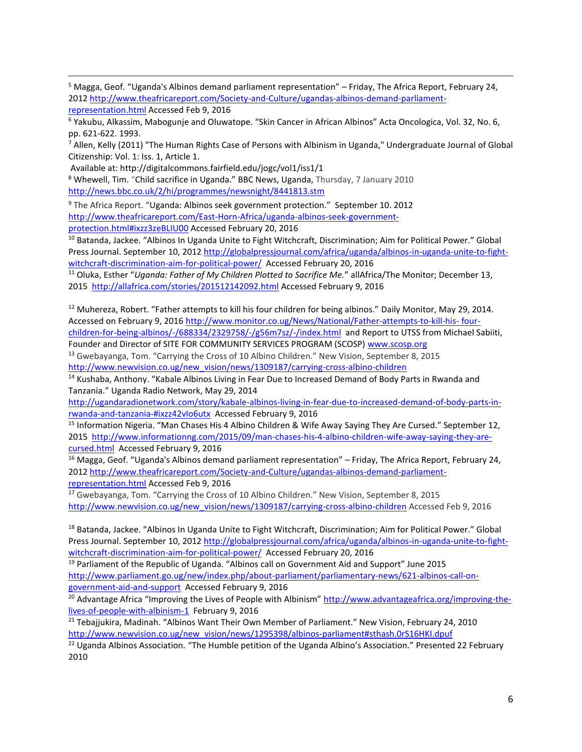[5] Magga, Geof. "Uganda's Albinos demand parliament representation" – Friday, The Africa Report, February 24, 2012 http://www.theafricareport.com/Society-and-Culture/ugandas-albinos-demand-parliament-representation.html Accessed Feb 9, 2016

[6] Yakubu, Alkassim, Mabogunje and Oluwatope. "Skin Cancer in African Albinos" Acta Oncologica, Vol. 32, No. 6, pp. 621-622. 1993.

[7] Allen, Kelly (2011) "The Human Rights Case of Persons with Albinism in Uganda," Undergraduate Journal of Global Citizenship: Vol. 1: Iss. 1, Article 1.
Available at: http://digitalcommons.fairfield.edu/jogc/vol1/iss1/1

[8] Whewell, Tim. "Child sacrifice in Uganda." BBC News, Uganda, Thursday, 7 January 2010 http://news.bbc.co.uk/2/hi/programmes/newsnight/8441813.stm

[9] The Africa Report. "Uganda: Albinos seek government protection." September 10. 2012 http://www.theafricareport.com/East-Horn-Africa/uganda-albinos-seek-government-protection.html#ixzz3zeBLIU00 Accessed February 20, 2016

[10] Batanda, Jackee. "Albinos In Uganda Unite to Fight Witchcraft, Discrimination; Aim for Political Power." Global Press Journal. September 10, 2012 http://globalpressjournal.com/africa/uganda/albinos-in-uganda-unite-to-fight-witchcraft-discrimination-aim-for-political-power/ Accessed February 20, 2016

[11] Oluka, Esther "*Uganda: Father of My Children Plotted to Sacrifice Me.*" allAfrica/The Monitor; December 13, 2015 http://allafrica.com/stories/201512142092.html Accessed February 9, 2016

[12] Muhereza, Robert. "Father attempts to kill his four children for being albinos." Daily Monitor, May 29, 2014. Accessed on February 9, 2016 http://www.monitor.co.ug/News/National/Father-attempts-to-kill-his- four-children-for-being-albinos/-/688334/2329758/-/g56m7sz/-/index.html and Report to UTSS from Michael Sabiiti, Founder and Director of SITE FOR COMMUNITY SERVICES PROGRAM (SCOSP) www.scosp.org

[13] Gwebayanga, Tom. "Carrying the Cross of 10 Albino Children." New Vision, September 8, 2015 http://www.newvision.co.ug/new_vision/news/1309187/carrying-cross-albino-children

[14] Kushaba, Anthony. "Kabale Albinos Living in Fear Due to Increased Demand of Body Parts in Rwanda and Tanzania." Uganda Radio Network, May 29, 2014 http://ugandaradionetwork.com/story/kabale-albinos-living-in-fear-due-to-increased-demand-of-body-parts-in-rwanda-and-tanzania-#ixzz42vlo6utx Accessed February 9, 2016

[15] Information Nigeria. "Man Chases His 4 Albino Children & Wife Away Saying They Are Cursed." September 12, 2015 http://www.informationng.com/2015/09/man-chases-his-4-albino-children-wife-away-saying-they-are-cursed.html Accessed February 9, 2016

[16] Magga, Geof. "Uganda's Albinos demand parliament representation" – Friday, The Africa Report, February 24, 2012 http://www.theafricareport.com/Society-and-Culture/ugandas-albinos-demand-parliament-representation.html Accessed Feb 9, 2016

[17] Gwebayanga, Tom. "Carrying the Cross of 10 Albino Children." New Vision, September 8, 2015 http://www.newvision.co.ug/new_vision/news/1309187/carrying-cross-albino-children Accessed Feb 9, 2016

[18] Batanda, Jackee. "Albinos In Uganda Unite to Fight Witchcraft, Discrimination; Aim for Political Power." Global Press Journal. September 10, 2012 http://globalpressjournal.com/africa/uganda/albinos-in-uganda-unite-to-fight-witchcraft-discrimination-aim-for-political-power/ Accessed February 20, 2016

[19] Parliament of the Republic of Uganda. "Albinos call on Government Aid and Support" June 2015 http://www.parliament.go.ug/new/index.php/about-parliament/parliamentary-news/621-albinos-call-on-government-aid-and-support Accessed February 9, 2016

[20] Advantage Africa "Improving the Lives of People with Albinism" http://www.advantageafrica.org/improving-the-lives-of-people-with-albinism-1 February 9, 2016

[21] Tebajjukira, Madinah. "Albinos Want Their Own Member of Parliament." New Vision, February 24, 2010 http://www.newvision.co.ug/new_vision/news/1295398/albinos-parliament#sthash.0rS16HKI.dpuf

[22] Uganda Albinos Association. "The Humble petition of the Uganda Albino's Association." Presented 22 February 2010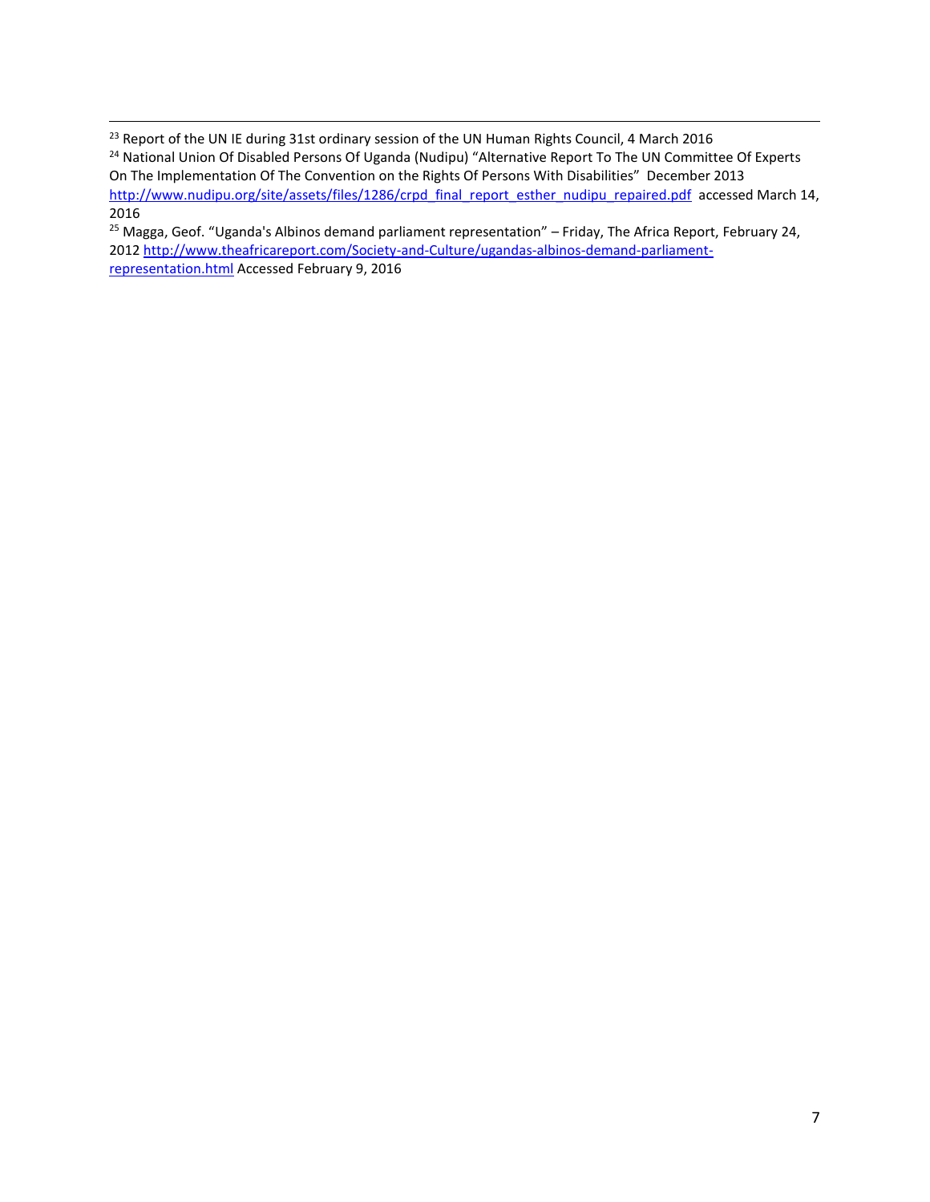[23] Report of the UN IE during 31st ordinary session of the UN Human Rights Council, 4 March 2016

[24] National Union Of Disabled Persons Of Uganda (Nudipu) "Alternative Report To The UN Committee Of Experts On The Implementation Of The Convention on the Rights Of Persons With Disabilities" December 2013 http://www.nudipu.org/site/assets/files/1286/crpd_final_report_esther_nudipu_repaired.pdf accessed March 14, 2016

[25] Magga, Geof. "Uganda's Albinos demand parliament representation" – Friday, The Africa Report, February 24, 2012 http://www.theafricareport.com/Society-and-Culture/ugandas-albinos-demand-parliament-representation.html Accessed February 9, 2016